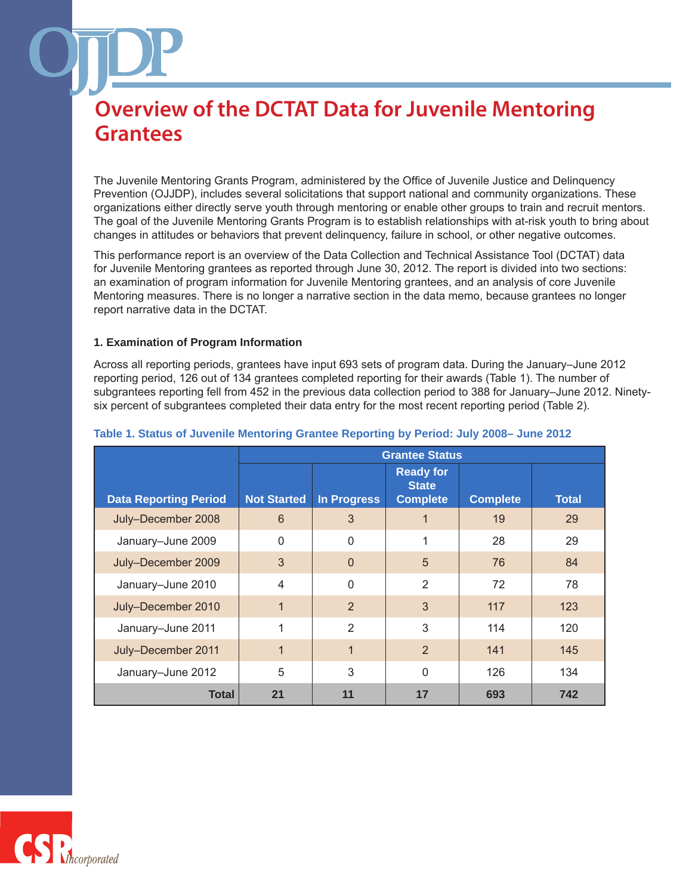# Overview of the DCTAT Data for Juvenile Mentoring Grantees

The Juvenile Mentoring Grants Program, administered by the Office of Juvenile Justice and Delinquency Prevention (OJJDP), includes several solicitations that support national and community organizations. These organizations either directly serve youth through mentoring or enable other groups to train and recruit mentors. The goal of the Juvenile Mentoring Grants Program is to establish relationships with at-risk youth to bring about changes in attitudes or behaviors that prevent delinquency, failure in school, or other negative outcomes.

This performance report is an overview of the Data Collection and Technical Assistance Tool (DCTAT) data for Juvenile Mentoring grantees as reported through June 30, 2012. The report is divided into two sections: an examination of program information for Juvenile Mentoring grantees, and an analysis of core Juvenile Mentoring measures. There is no longer a narrative section in the data memo, because grantees no longer report narrative data in the DCTAT.

### 1. Examination of Program Information

Across all reporting periods, grantees have input 693 sets of program data. During the January–June 2012 reporting period, 126 out of 134 grantees completed reporting for their awards (Table 1). The number of subgrantees reporting fell from 452 in the previous data collection period to 388 for January–June 2012. Ninety-six percent of subgrantees completed their data entry for the most recent reporting period (Table 2).

**Table 1. Status of Juvenile Mentoring Grantee Reporting by Period: July 2008– June 2012**

| | Grantee Status | | | | |
|---|---|---|---|---|---|
| Data Reporting Period | Not Started | In Progress | Ready for State Complete | Complete | Total |
| July–December 2008 | 6 | 3 | 1 | 19 | 29 |
| January–June 2009 | 0 | 0 | 1 | 28 | 29 |
| July–December 2009 | 3 | 0 | 5 | 76 | 84 |
| January–June 2010 | 4 | 0 | 2 | 72 | 78 |
| July–December 2010 | 1 | 2 | 3 | 117 | 123 |
| January–June 2011 | 1 | 2 | 3 | 114 | 120 |
| July–December 2011 | 1 | 1 | 2 | 141 | 145 |
| January–June 2012 | 5 | 3 | 0 | 126 | 134 |
| **Total** | **21** | **11** | **17** | **693** | **742** |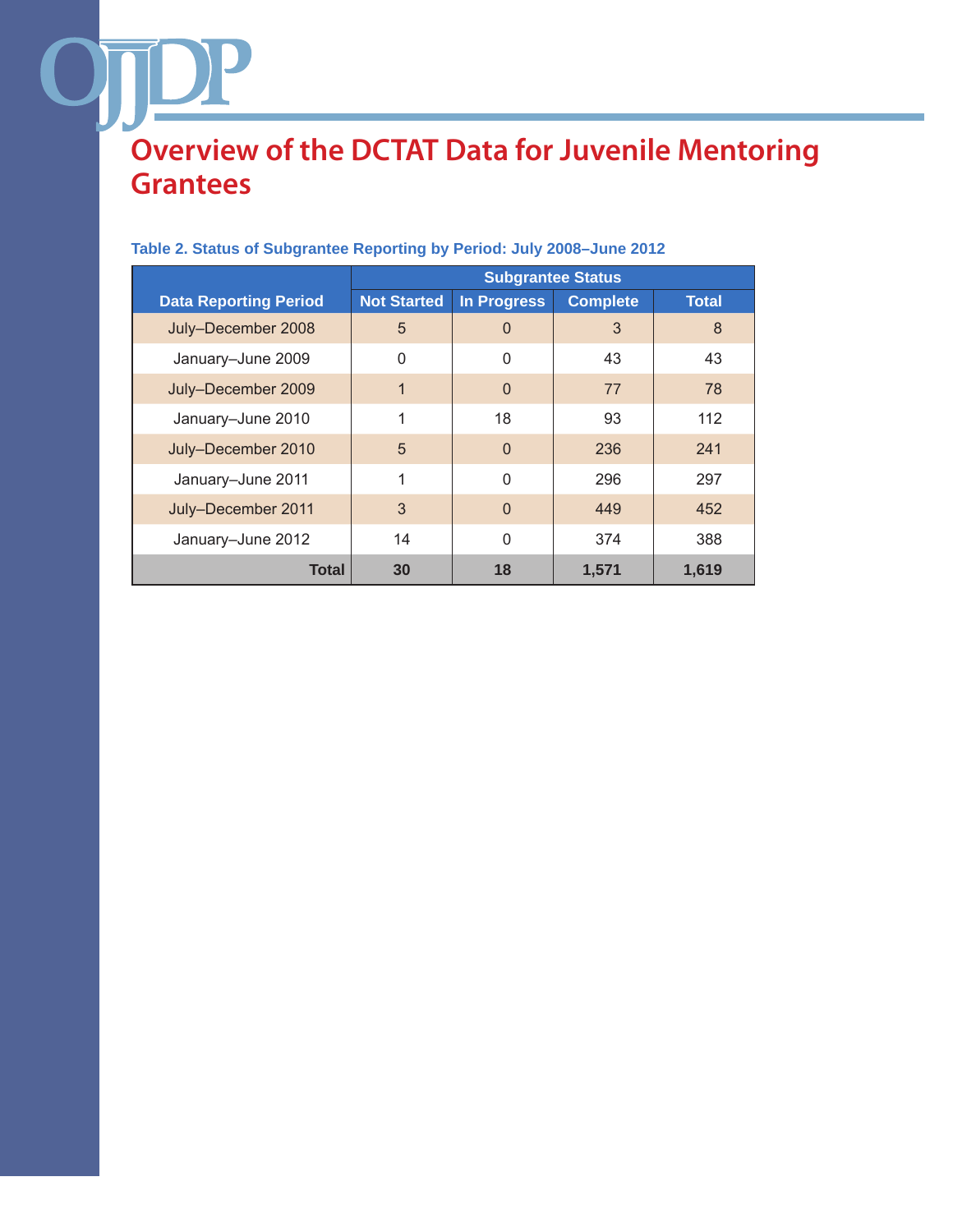# Overview of the DCTAT Data for Juvenile Mentoring Grantees

**Table 2. Status of Subgrantee Reporting by Period: July 2008–June 2012**

| Data Reporting Period | Subgrantee Status | | | |
|---|---|---|---|---|
| | Not Started | In Progress | Complete | Total |
| July–December 2008 | 5 | 0 | 3 | 8 |
| January–June 2009 | 0 | 0 | 43 | 43 |
| July–December 2009 | 1 | 0 | 77 | 78 |
| January–June 2010 | 1 | 18 | 93 | 112 |
| July–December 2010 | 5 | 0 | 236 | 241 |
| January–June 2011 | 1 | 0 | 296 | 297 |
| July–December 2011 | 3 | 0 | 449 | 452 |
| January–June 2012 | 14 | 0 | 374 | 388 |
| **Total** | **30** | **18** | **1,571** | **1,619** |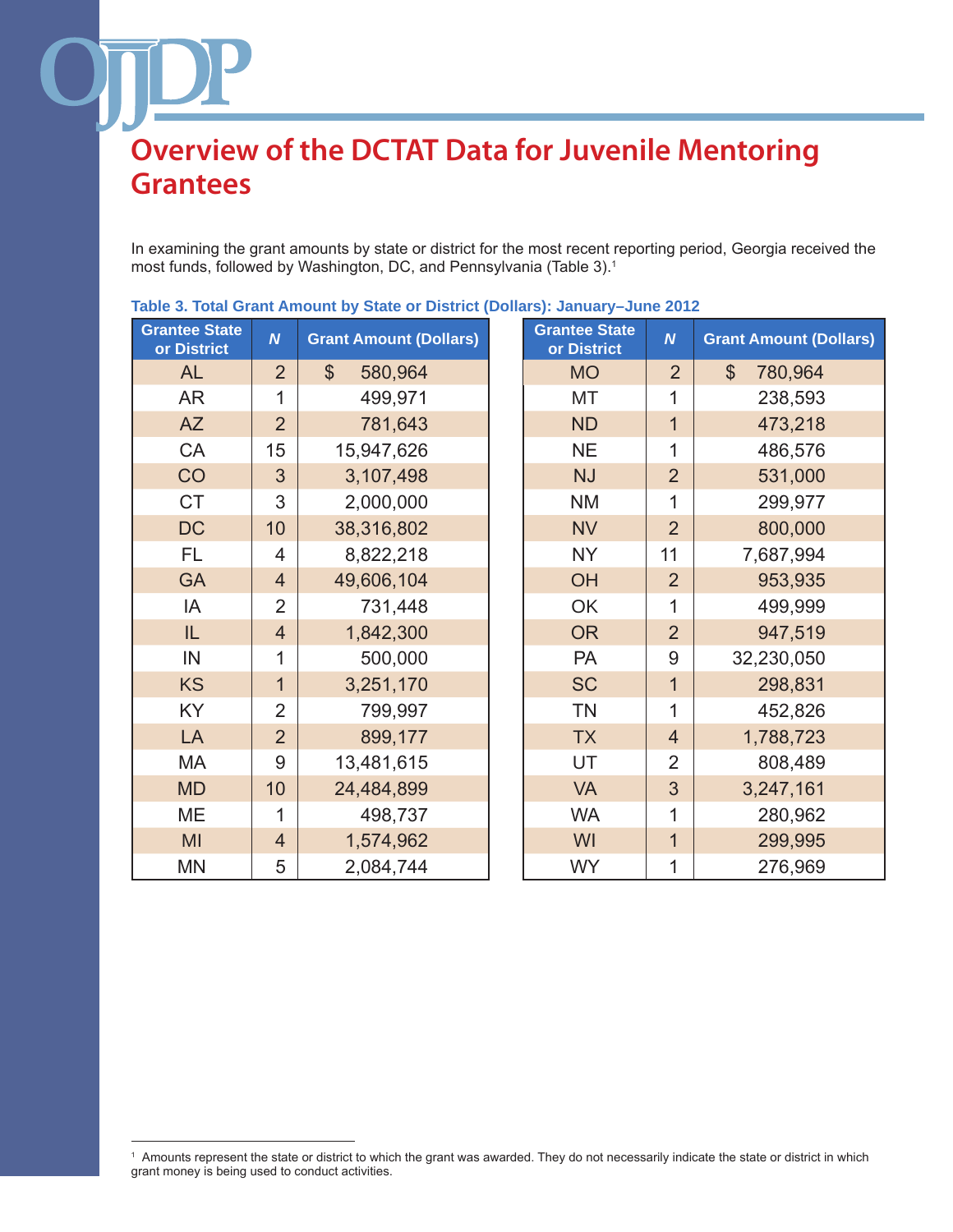# Overview of the DCTAT Data for Juvenile Mentoring Grantees

In examining the grant amounts by state or district for the most recent reporting period, Georgia received the most funds, followed by Washington, DC, and Pennsylvania (Table 3).[1]

**Table 3. Total Grant Amount by State or District (Dollars): January–June 2012**

| Grantee State or District | *N* | Grant Amount (Dollars) |
|---|---|---|
| AL | 2 | $ 580,964 |
| AR | 1 | 499,971 |
| AZ | 2 | 781,643 |
| CA | 15 | 15,947,626 |
| CO | 3 | 3,107,498 |
| CT | 3 | 2,000,000 |
| DC | 10 | 38,316,802 |
| FL | 4 | 8,822,218 |
| GA | 4 | 49,606,104 |
| IA | 2 | 731,448 |
| IL | 4 | 1,842,300 |
| IN | 1 | 500,000 |
| KS | 1 | 3,251,170 |
| KY | 2 | 799,997 |
| LA | 2 | 899,177 |
| MA | 9 | 13,481,615 |
| MD | 10 | 24,484,899 |
| ME | 1 | 498,737 |
| MI | 4 | 1,574,962 |
| MN | 5 | 2,084,744 |
| MO | 2 | $ 780,964 |
| MT | 1 | 238,593 |
| ND | 1 | 473,218 |
| NE | 1 | 486,576 |
| NJ | 2 | 531,000 |
| NM | 1 | 299,977 |
| NV | 2 | 800,000 |
| NY | 11 | 7,687,994 |
| OH | 2 | 953,935 |
| OK | 1 | 499,999 |
| OR | 2 | 947,519 |
| PA | 9 | 32,230,050 |
| SC | 1 | 298,831 |
| TN | 1 | 452,826 |
| TX | 4 | 1,788,723 |
| UT | 2 | 808,489 |
| VA | 3 | 3,247,161 |
| WA | 1 | 280,962 |
| WI | 1 | 299,995 |
| WY | 1 | 276,969 |

[1] Amounts represent the state or district to which the grant was awarded. They do not necessarily indicate the state or district in which grant money is being used to conduct activities.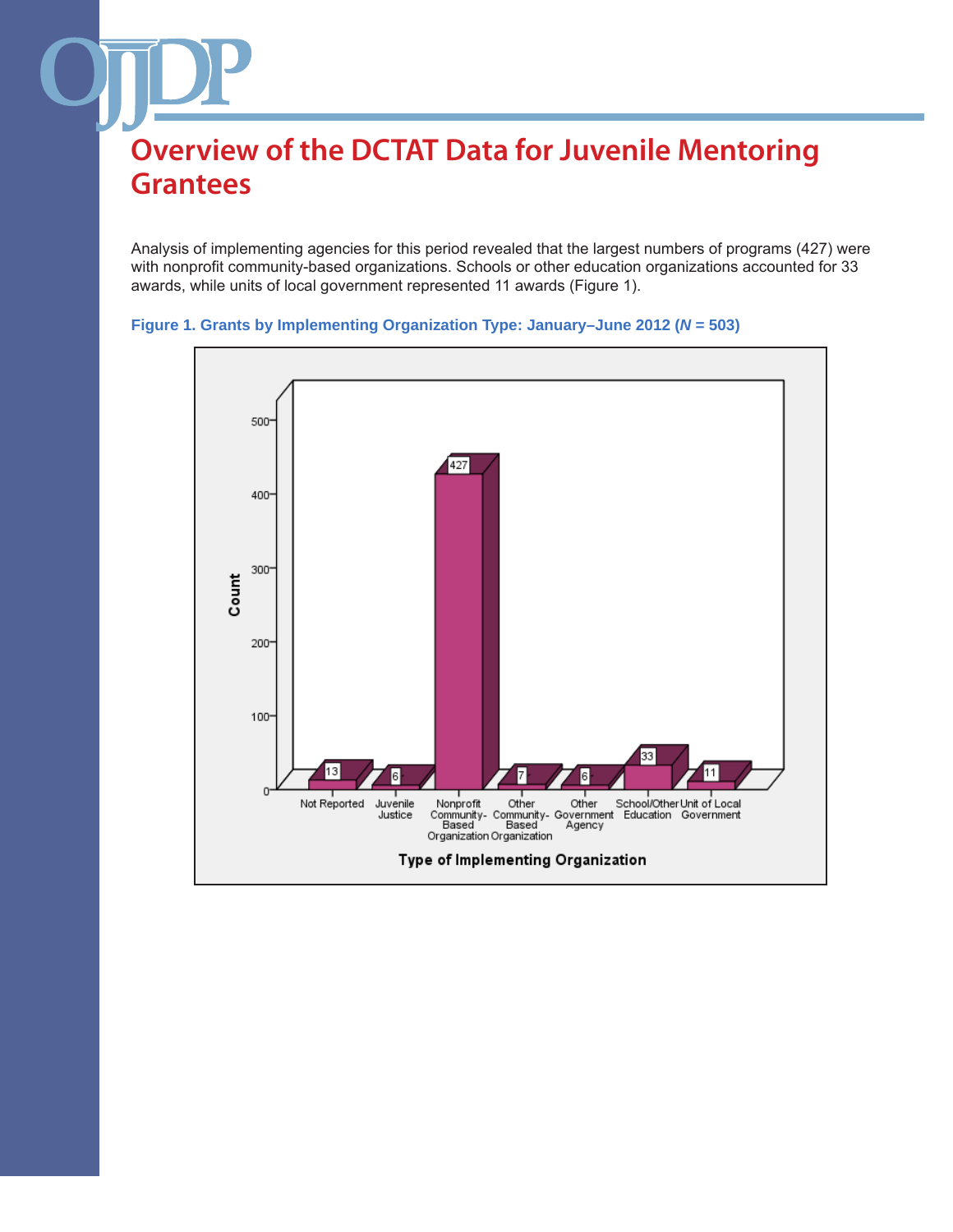# Overview of the DCTAT Data for Juvenile Mentoring Grantees

Analysis of implementing agencies for this period revealed that the largest numbers of programs (427) were with nonprofit community-based organizations. Schools or other education organizations accounted for 33 awards, while units of local government represented 11 awards (Figure 1).

**Figure 1. Grants by Implementing Organization Type: January–June 2012 (*N* = 503)**

Count

0
100
200
300
400
500

13
6
427
7
6
33
11

Not Reported
Juvenile Justice
Nonprofit Community-Based Organization
Other Community-Based Organization
Other Government Agency
School/Other Education
Unit of Local Government

Type of Implementing Organization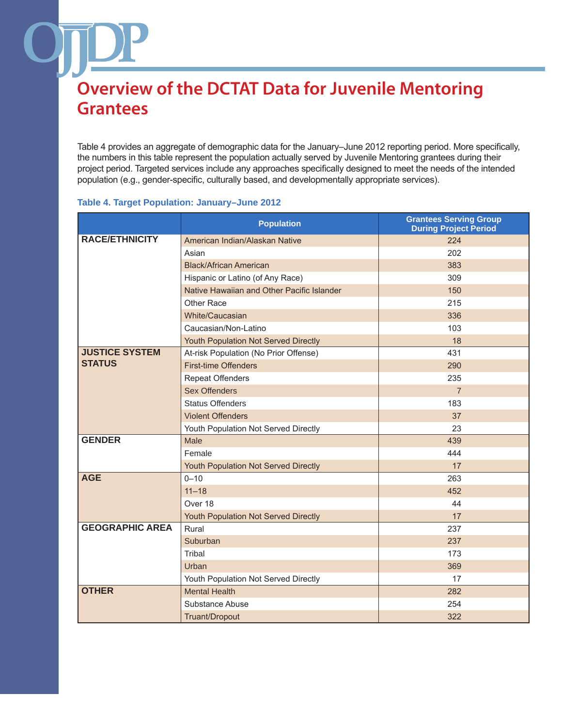# Overview of the DCTAT Data for Juvenile Mentoring Grantees

Table 4 provides an aggregate of demographic data for the January–June 2012 reporting period. More specifically, the numbers in this table represent the population actually served by Juvenile Mentoring grantees during their project period. Targeted services include any approaches specifically designed to meet the needs of the intended population (e.g., gender-specific, culturally based, and developmentally appropriate services).

### Table 4. Target Population: January–June 2012

| | Population | Grantees Serving Group During Project Period |
|---|---|---|
| **RACE/ETHNICITY** | American Indian/Alaskan Native | 224 |
| | Asian | 202 |
| | Black/African American | 383 |
| | Hispanic or Latino (of Any Race) | 309 |
| | Native Hawaiian and Other Pacific Islander | 150 |
| | Other Race | 215 |
| | White/Caucasian | 336 |
| | Caucasian/Non-Latino | 103 |
| | Youth Population Not Served Directly | 18 |
| **JUSTICE SYSTEM STATUS** | At-risk Population (No Prior Offense) | 431 |
| | First-time Offenders | 290 |
| | Repeat Offenders | 235 |
| | Sex Offenders | 7 |
| | Status Offenders | 183 |
| | Violent Offenders | 37 |
| | Youth Population Not Served Directly | 23 |
| **GENDER** | Male | 439 |
| | Female | 444 |
| | Youth Population Not Served Directly | 17 |
| **AGE** | 0–10 | 263 |
| | 11–18 | 452 |
| | Over 18 | 44 |
| | Youth Population Not Served Directly | 17 |
| **GEOGRAPHIC AREA** | Rural | 237 |
| | Suburban | 237 |
| | Tribal | 173 |
| | Urban | 369 |
| | Youth Population Not Served Directly | 17 |
| **OTHER** | Mental Health | 282 |
| | Substance Abuse | 254 |
| | Truant/Dropout | 322 |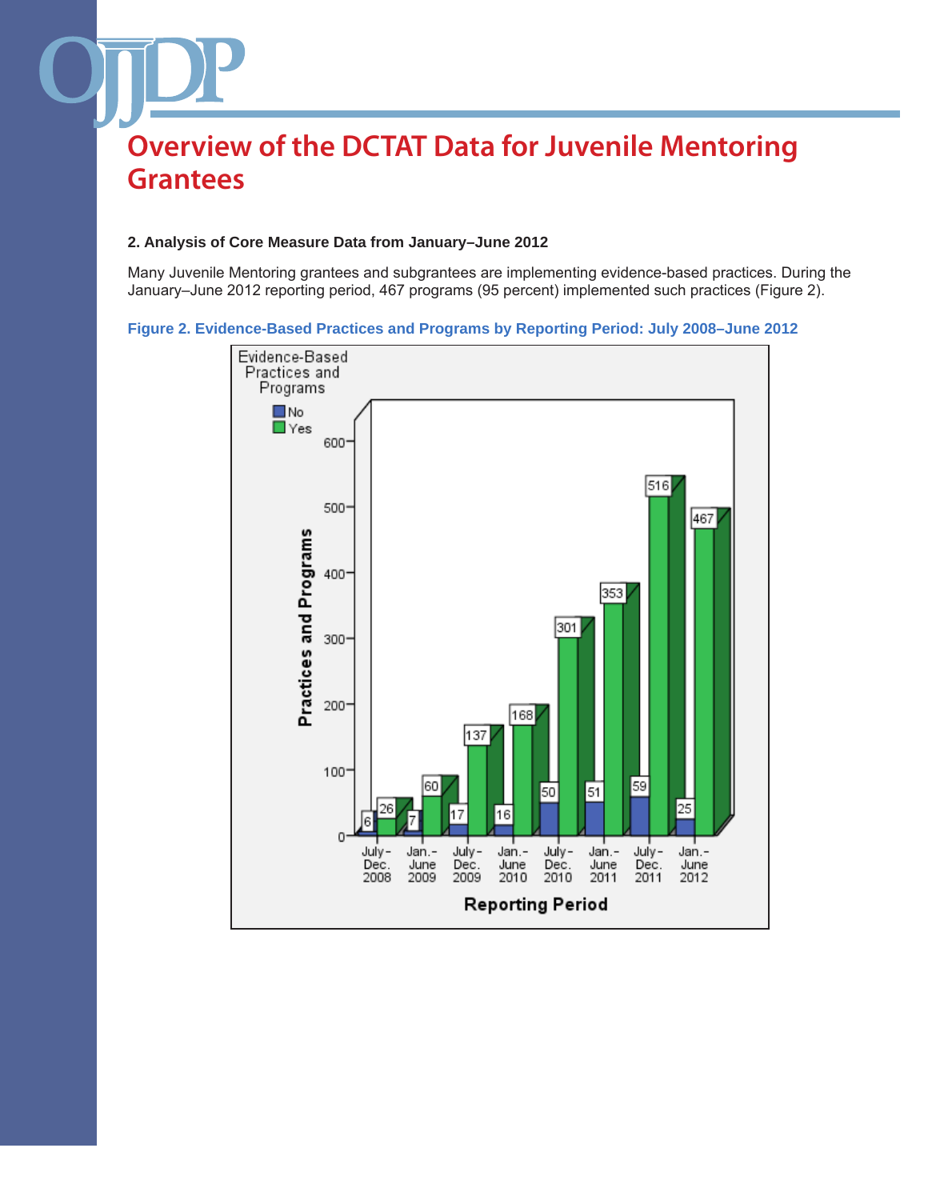# Overview of the DCTAT Data for Juvenile Mentoring Grantees

**2. Analysis of Core Measure Data from January–June 2012**

Many Juvenile Mentoring grantees and subgrantees are implementing evidence-based practices. During the January–June 2012 reporting period, 467 programs (95 percent) implemented such practices (Figure 2).

**Figure 2. Evidence-Based Practices and Programs by Reporting Period: July 2008–June 2012**

Evidence-Based Practices and Programs

No

Yes

Practices and Programs

0
100
200
300
400
500
600

6
26
7
60
17
137
16
168
50
301
51
353
59
516
25
467

July-Dec. 2008
Jan.-June 2009
July-Dec. 2009
Jan.-June 2010
July-Dec. 2010
Jan.-June 2011
July-Dec. 2011
Jan.-June 2012

Reporting Period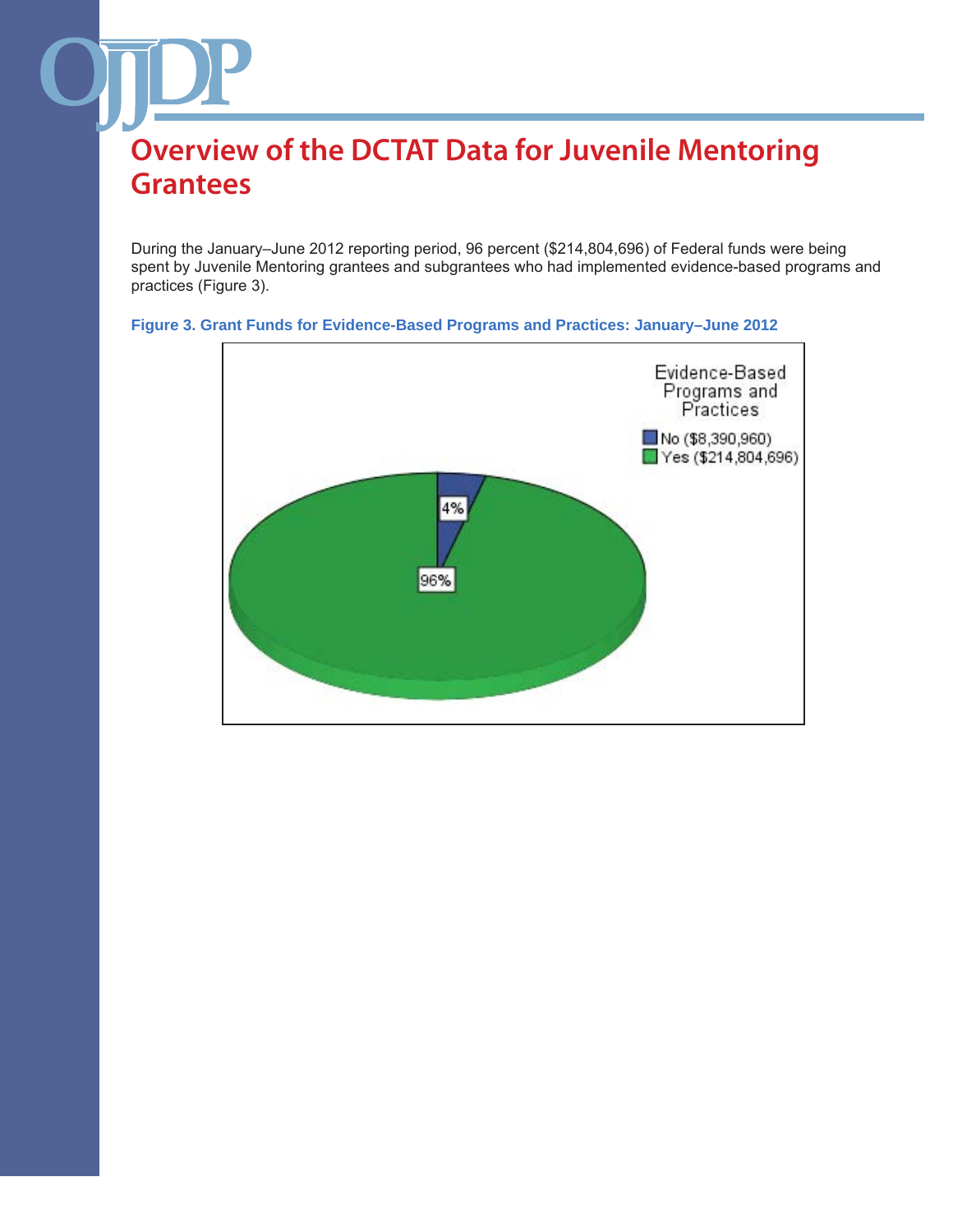# Overview of the DCTAT Data for Juvenile Mentoring Grantees

During the January–June 2012 reporting period, 96 percent ($214,804,696) of Federal funds were being spent by Juvenile Mentoring grantees and subgrantees who had implemented evidence-based programs and practices (Figure 3).

**Figure 3. Grant Funds for Evidence-Based Programs and Practices: January–June 2012**

Evidence-Based Programs and Practices

No ($8,390,960)

Yes ($214,804,696)

4%

96%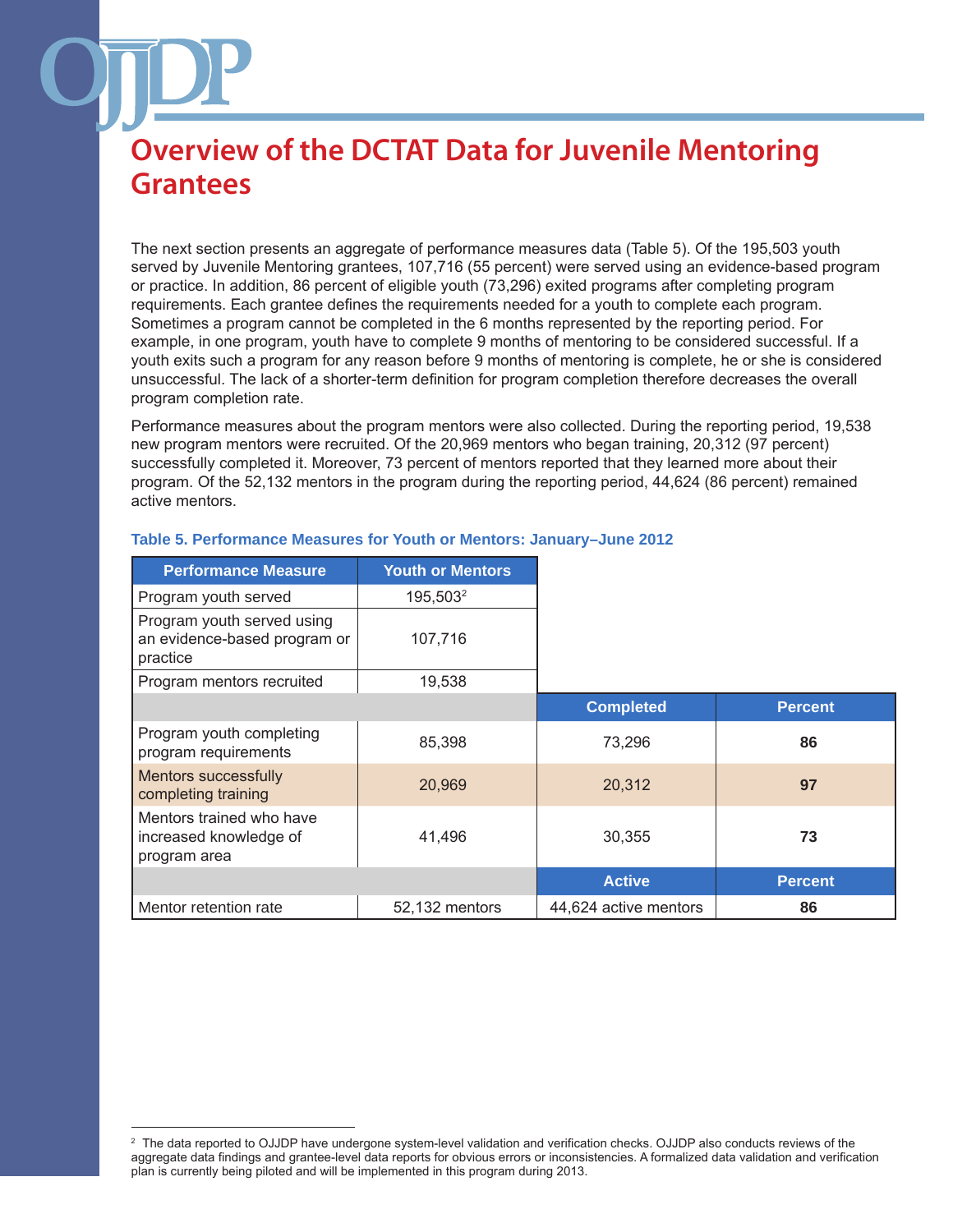# Overview of the DCTAT Data for Juvenile Mentoring Grantees

The next section presents an aggregate of performance measures data (Table 5). Of the 195,503 youth served by Juvenile Mentoring grantees, 107,716 (55 percent) were served using an evidence-based program or practice. In addition, 86 percent of eligible youth (73,296) exited programs after completing program requirements. Each grantee defines the requirements needed for a youth to complete each program. Sometimes a program cannot be completed in the 6 months represented by the reporting period. For example, in one program, youth have to complete 9 months of mentoring to be considered successful. If a youth exits such a program for any reason before 9 months of mentoring is complete, he or she is considered unsuccessful. The lack of a shorter-term definition for program completion therefore decreases the overall program completion rate.

Performance measures about the program mentors were also collected. During the reporting period, 19,538 new program mentors were recruited. Of the 20,969 mentors who began training, 20,312 (97 percent) successfully completed it. Moreover, 73 percent of mentors reported that they learned more about their program. Of the 52,132 mentors in the program during the reporting period, 44,624 (86 percent) remained active mentors.

**Table 5. Performance Measures for Youth or Mentors: January–June 2012**

| Performance Measure | Youth or Mentors | | |
|---|---|---|---|
| Program youth served | 195,503[2] | | |
| Program youth served using an evidence-based program or practice | 107,716 | | |
| Program mentors recruited | 19,538 | | |
| | | Completed | Percent |
| Program youth completing program requirements | 85,398 | 73,296 | **86** |
| Mentors successfully completing training | 20,969 | 20,312 | **97** |
| Mentors trained who have increased knowledge of program area | 41,496 | 30,355 | **73** |
| | | Active | Percent |
| Mentor retention rate | 52,132 mentors | 44,624 active mentors | **86** |

[2] The data reported to OJJDP have undergone system-level validation and verification checks. OJJDP also conducts reviews of the aggregate data findings and grantee-level data reports for obvious errors or inconsistencies. A formalized data validation and verification plan is currently being piloted and will be implemented in this program during 2013.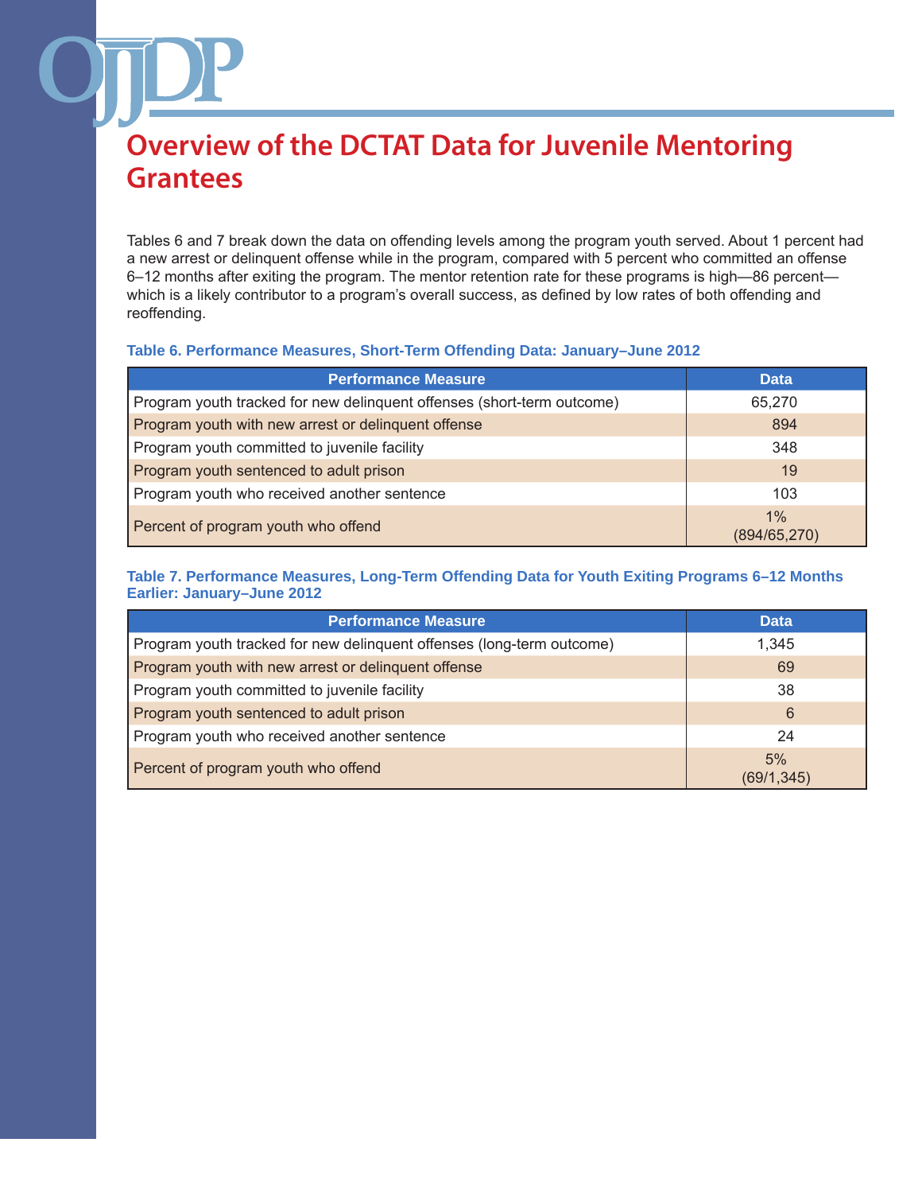# Overview of the DCTAT Data for Juvenile Mentoring Grantees

Tables 6 and 7 break down the data on offending levels among the program youth served. About 1 percent had a new arrest or delinquent offense while in the program, compared with 5 percent who committed an offense 6–12 months after exiting the program. The mentor retention rate for these programs is high—86 percent—which is a likely contributor to a program's overall success, as defined by low rates of both offending and reoffending.

**Table 6. Performance Measures, Short-Term Offending Data: January–June 2012**

| Performance Measure | Data |
|---|---|
| Program youth tracked for new delinquent offenses (short-term outcome) | 65,270 |
| Program youth with new arrest or delinquent offense | 894 |
| Program youth committed to juvenile facility | 348 |
| Program youth sentenced to adult prison | 19 |
| Program youth who received another sentence | 103 |
| Percent of program youth who offend | 1% (894/65,270) |

**Table 7. Performance Measures, Long-Term Offending Data for Youth Exiting Programs 6–12 Months Earlier: January–June 2012**

| Performance Measure | Data |
|---|---|
| Program youth tracked for new delinquent offenses (long-term outcome) | 1,345 |
| Program youth with new arrest or delinquent offense | 69 |
| Program youth committed to juvenile facility | 38 |
| Program youth sentenced to adult prison | 6 |
| Program youth who received another sentence | 24 |
| Percent of program youth who offend | 5% (69/1,345) |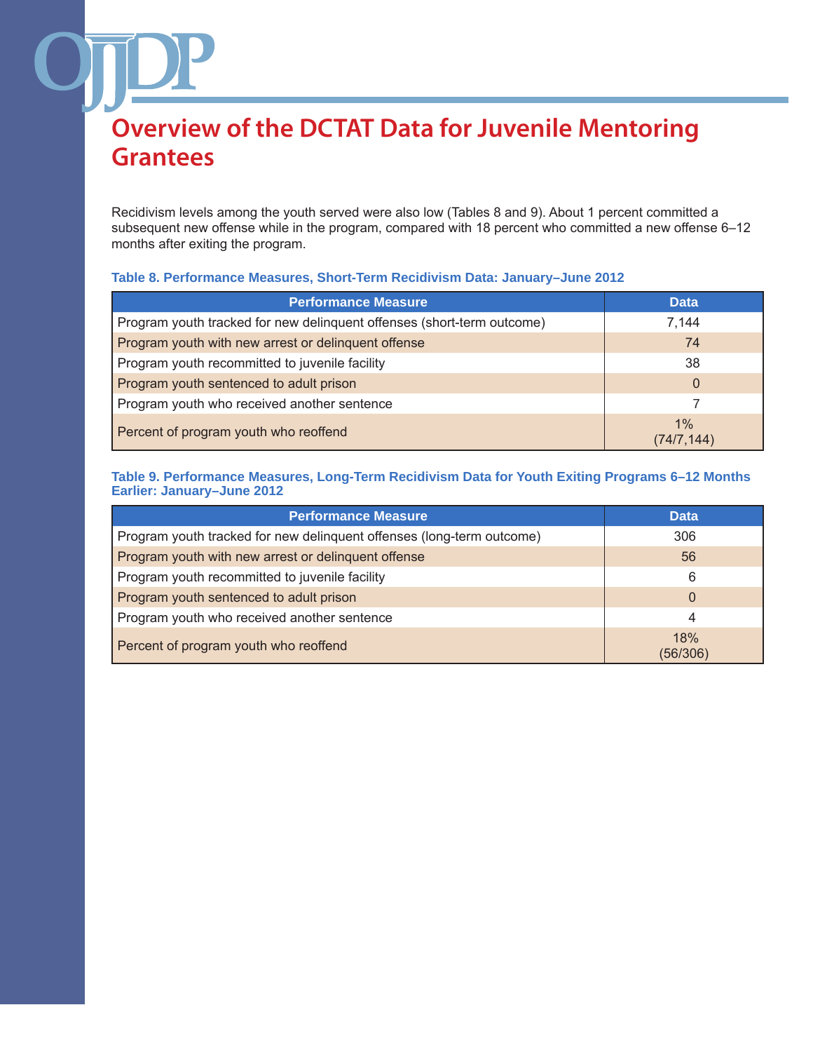# Overview of the DCTAT Data for Juvenile Mentoring Grantees

Recidivism levels among the youth served were also low (Tables 8 and 9). About 1 percent committed a subsequent new offense while in the program, compared with 18 percent who committed a new offense 6–12 months after exiting the program.

**Table 8. Performance Measures, Short-Term Recidivism Data: January–June 2012**

| Performance Measure | Data |
|---|---|
| Program youth tracked for new delinquent offenses (short-term outcome) | 7,144 |
| Program youth with new arrest or delinquent offense | 74 |
| Program youth recommitted to juvenile facility | 38 |
| Program youth sentenced to adult prison | 0 |
| Program youth who received another sentence | 7 |
| Percent of program youth who reoffend | 1% (74/7,144) |

**Table 9. Performance Measures, Long-Term Recidivism Data for Youth Exiting Programs 6–12 Months Earlier: January–June 2012**

| Performance Measure | Data |
|---|---|
| Program youth tracked for new delinquent offenses (long-term outcome) | 306 |
| Program youth with new arrest or delinquent offense | 56 |
| Program youth recommitted to juvenile facility | 6 |
| Program youth sentenced to adult prison | 0 |
| Program youth who received another sentence | 4 |
| Percent of program youth who reoffend | 18% (56/306) |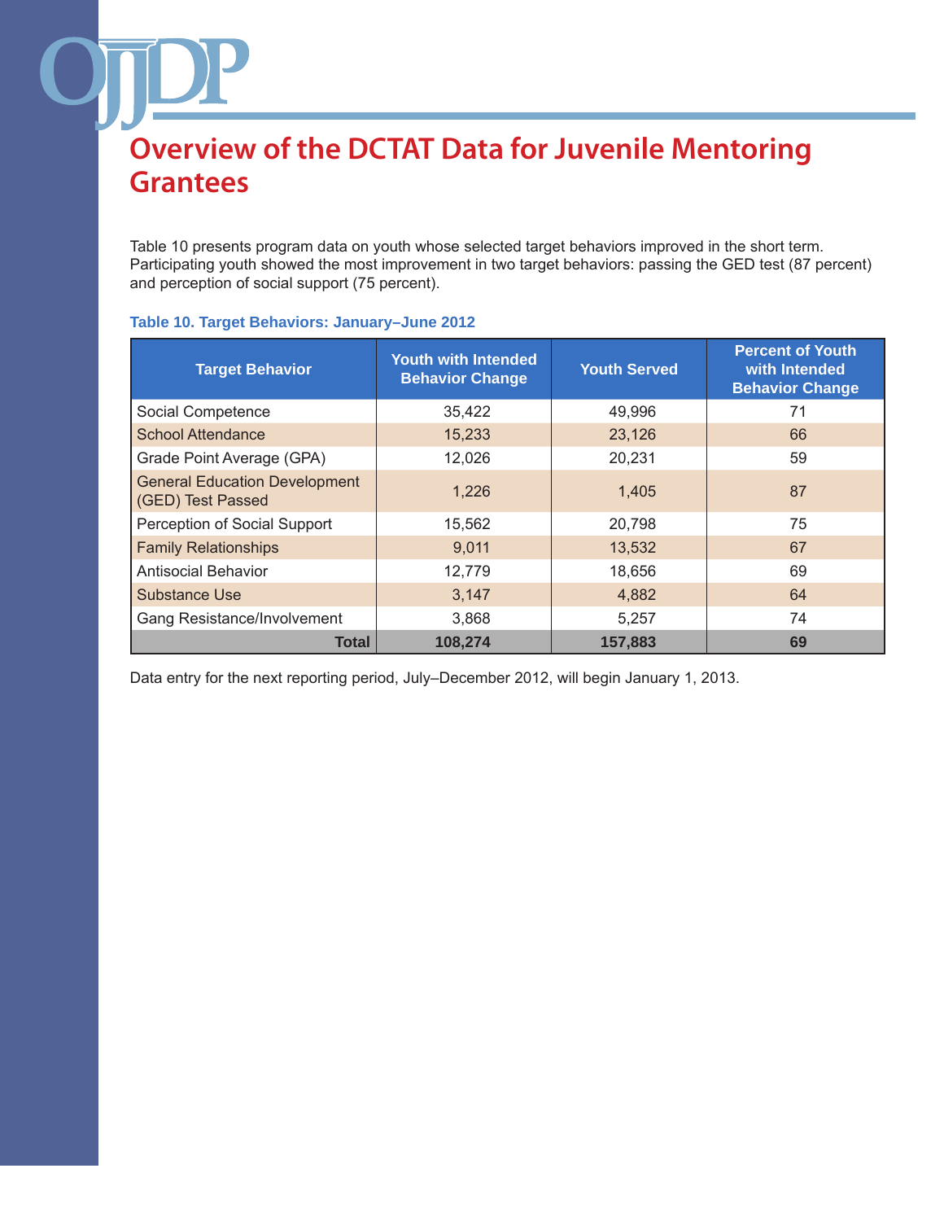# Overview of the DCTAT Data for Juvenile Mentoring Grantees

Table 10 presents program data on youth whose selected target behaviors improved in the short term. Participating youth showed the most improvement in two target behaviors: passing the GED test (87 percent) and perception of social support (75 percent).

**Table 10. Target Behaviors: January–June 2012**

| Target Behavior | Youth with Intended Behavior Change | Youth Served | Percent of Youth with Intended Behavior Change |
|---|---|---|---|
| Social Competence | 35,422 | 49,996 | 71 |
| School Attendance | 15,233 | 23,126 | 66 |
| Grade Point Average (GPA) | 12,026 | 20,231 | 59 |
| General Education Development (GED) Test Passed | 1,226 | 1,405 | 87 |
| Perception of Social Support | 15,562 | 20,798 | 75 |
| Family Relationships | 9,011 | 13,532 | 67 |
| Antisocial Behavior | 12,779 | 18,656 | 69 |
| Substance Use | 3,147 | 4,882 | 64 |
| Gang Resistance/Involvement | 3,868 | 5,257 | 74 |
| **Total** | **108,274** | **157,883** | **69** |

Data entry for the next reporting period, July–December 2012, will begin January 1, 2013.